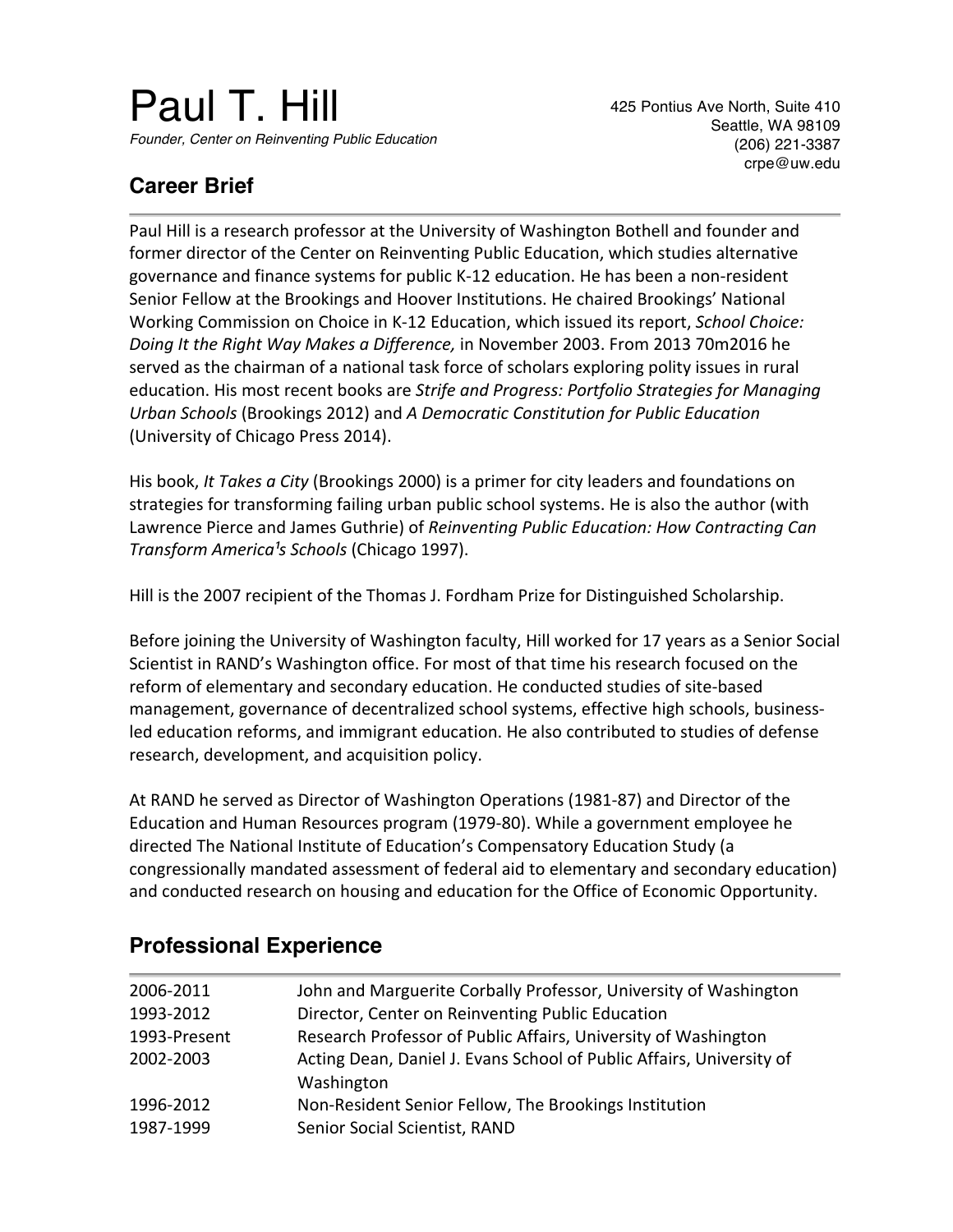# Paul T. Hill

*Founder, Center on Reinventing Public Education*

425 Pontius Ave North, Suite 410
Seattle, WA 98109
(206) 221-3387
crpe@uw.edu

## Career Brief

Paul Hill is a research professor at the University of Washington Bothell and founder and former director of the Center on Reinventing Public Education, which studies alternative governance and finance systems for public K-12 education. He has been a non-resident Senior Fellow at the Brookings and Hoover Institutions. He chaired Brookings' National Working Commission on Choice in K-12 Education, which issued its report, *School Choice: Doing It the Right Way Makes a Difference,* in November 2003. From 2013 70m2016 he served as the chairman of a national task force of scholars exploring polity issues in rural education. His most recent books are *Strife and Progress: Portfolio Strategies for Managing Urban Schools* (Brookings 2012) and *A Democratic Constitution for Public Education* (University of Chicago Press 2014).

His book, *It Takes a City* (Brookings 2000) is a primer for city leaders and foundations on strategies for transforming failing urban public school systems. He is also the author (with Lawrence Pierce and James Guthrie) of *Reinventing Public Education: How Contracting Can Transform America¹s Schools* (Chicago 1997).

Hill is the 2007 recipient of the Thomas J. Fordham Prize for Distinguished Scholarship.

Before joining the University of Washington faculty, Hill worked for 17 years as a Senior Social Scientist in RAND's Washington office. For most of that time his research focused on the reform of elementary and secondary education. He conducted studies of site-based management, governance of decentralized school systems, effective high schools, business-led education reforms, and immigrant education. He also contributed to studies of defense research, development, and acquisition policy.

At RAND he served as Director of Washington Operations (1981-87) and Director of the Education and Human Resources program (1979-80). While a government employee he directed The National Institute of Education's Compensatory Education Study (a congressionally mandated assessment of federal aid to elementary and secondary education) and conducted research on housing and education for the Office of Economic Opportunity.

## Professional Experience

| | |
|---|---|
| 2006-2011 | John and Marguerite Corbally Professor, University of Washington |
| 1993-2012 | Director, Center on Reinventing Public Education |
| 1993-Present | Research Professor of Public Affairs, University of Washington |
| 2002-2003 | Acting Dean, Daniel J. Evans School of Public Affairs, University of Washington |
| 1996-2012 | Non-Resident Senior Fellow, The Brookings Institution |
| 1987-1999 | Senior Social Scientist, RAND |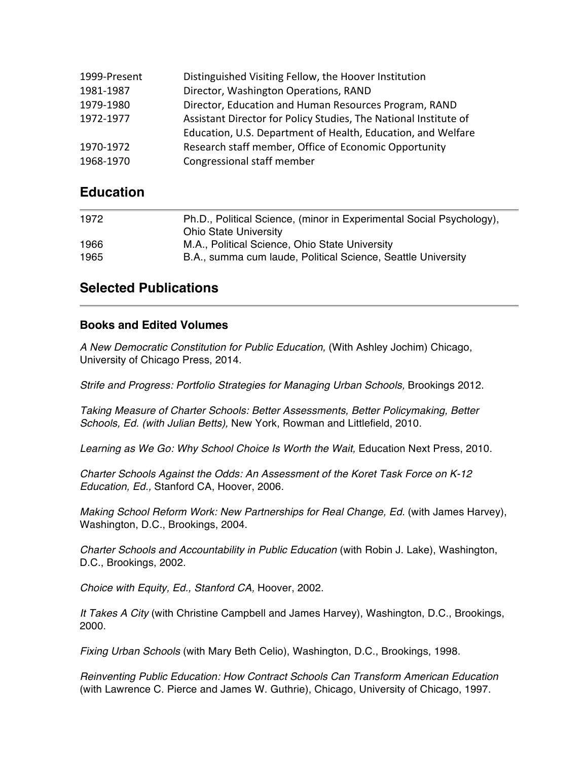| | |
|---|---|
| 1999-Present | Distinguished Visiting Fellow, the Hoover Institution |
| 1981-1987 | Director, Washington Operations, RAND |
| 1979-1980 | Director, Education and Human Resources Program, RAND |
| 1972-1977 | Assistant Director for Policy Studies, The National Institute of Education, U.S. Department of Health, Education, and Welfare |
| 1970-1972 | Research staff member, Office of Economic Opportunity |
| 1968-1970 | Congressional staff member |

## Education

| | |
|---|---|
| 1972 | Ph.D., Political Science, (minor in Experimental Social Psychology), Ohio State University |
| 1966 | M.A., Political Science, Ohio State University |
| 1965 | B.A., summa cum laude, Political Science, Seattle University |

## Selected Publications

### Books and Edited Volumes

*A New Democratic Constitution for Public Education,* (With Ashley Jochim) Chicago, University of Chicago Press, 2014.

*Strife and Progress: Portfolio Strategies for Managing Urban Schools,* Brookings 2012.

*Taking Measure of Charter Schools: Better Assessments, Better Policymaking, Better Schools, Ed. (with Julian Betts),* New York, Rowman and Littlefield, 2010.

*Learning as We Go: Why School Choice Is Worth the Wait,* Education Next Press, 2010.

*Charter Schools Against the Odds: An Assessment of the Koret Task Force on K-12 Education, Ed.,* Stanford CA, Hoover, 2006.

*Making School Reform Work: New Partnerships for Real Change, Ed.* (with James Harvey), Washington, D.C., Brookings, 2004.

*Charter Schools and Accountability in Public Education* (with Robin J. Lake), Washington, D.C., Brookings, 2002.

*Choice with Equity, Ed., Stanford CA,* Hoover, 2002.

*It Takes A City* (with Christine Campbell and James Harvey), Washington, D.C., Brookings, 2000.

*Fixing Urban Schools* (with Mary Beth Celio), Washington, D.C., Brookings, 1998.

*Reinventing Public Education: How Contract Schools Can Transform American Education* (with Lawrence C. Pierce and James W. Guthrie), Chicago, University of Chicago, 1997.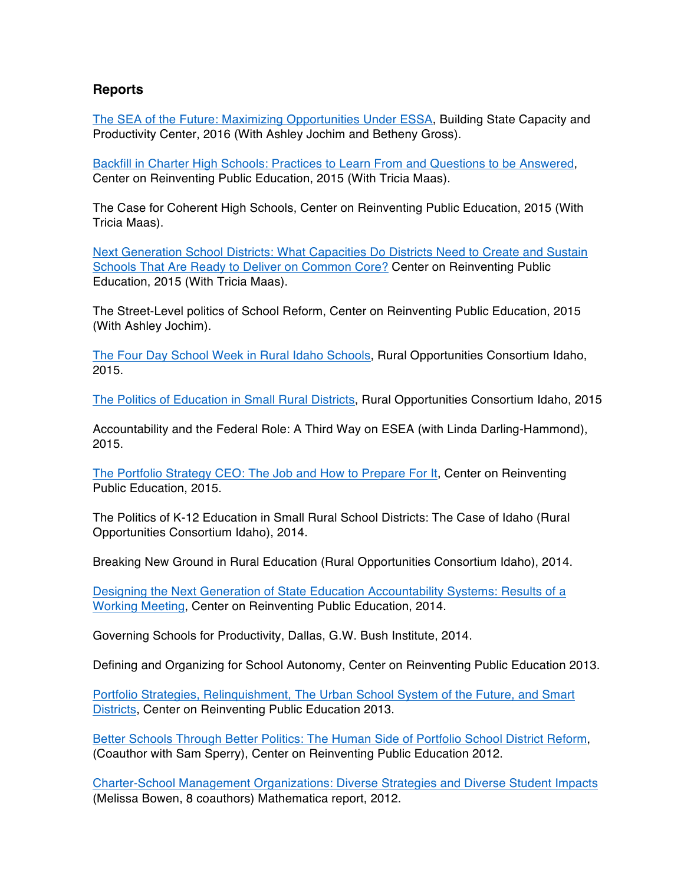### Reports

The SEA of the Future: Maximizing Opportunities Under ESSA, Building State Capacity and Productivity Center, 2016 (With Ashley Jochim and Betheny Gross).

Backfill in Charter High Schools: Practices to Learn From and Questions to be Answered, Center on Reinventing Public Education, 2015 (With Tricia Maas).

The Case for Coherent High Schools, Center on Reinventing Public Education, 2015 (With Tricia Maas).

Next Generation School Districts: What Capacities Do Districts Need to Create and Sustain Schools That Are Ready to Deliver on Common Core? Center on Reinventing Public Education, 2015 (With Tricia Maas).

The Street-Level politics of School Reform, Center on Reinventing Public Education, 2015 (With Ashley Jochim).

The Four Day School Week in Rural Idaho Schools, Rural Opportunities Consortium Idaho, 2015.

The Politics of Education in Small Rural Districts, Rural Opportunities Consortium Idaho, 2015

Accountability and the Federal Role: A Third Way on ESEA (with Linda Darling-Hammond), 2015.

The Portfolio Strategy CEO: The Job and How to Prepare For It, Center on Reinventing Public Education, 2015.

The Politics of K-12 Education in Small Rural School Districts: The Case of Idaho (Rural Opportunities Consortium Idaho), 2014.

Breaking New Ground in Rural Education (Rural Opportunities Consortium Idaho), 2014.

Designing the Next Generation of State Education Accountability Systems: Results of a Working Meeting, Center on Reinventing Public Education, 2014.

Governing Schools for Productivity, Dallas, G.W. Bush Institute, 2014.

Defining and Organizing for School Autonomy, Center on Reinventing Public Education 2013.

Portfolio Strategies, Relinquishment, The Urban School System of the Future, and Smart Districts, Center on Reinventing Public Education 2013.

Better Schools Through Better Politics: The Human Side of Portfolio School District Reform, (Coauthor with Sam Sperry), Center on Reinventing Public Education 2012.

Charter-School Management Organizations: Diverse Strategies and Diverse Student Impacts (Melissa Bowen, 8 coauthors) Mathematica report, 2012.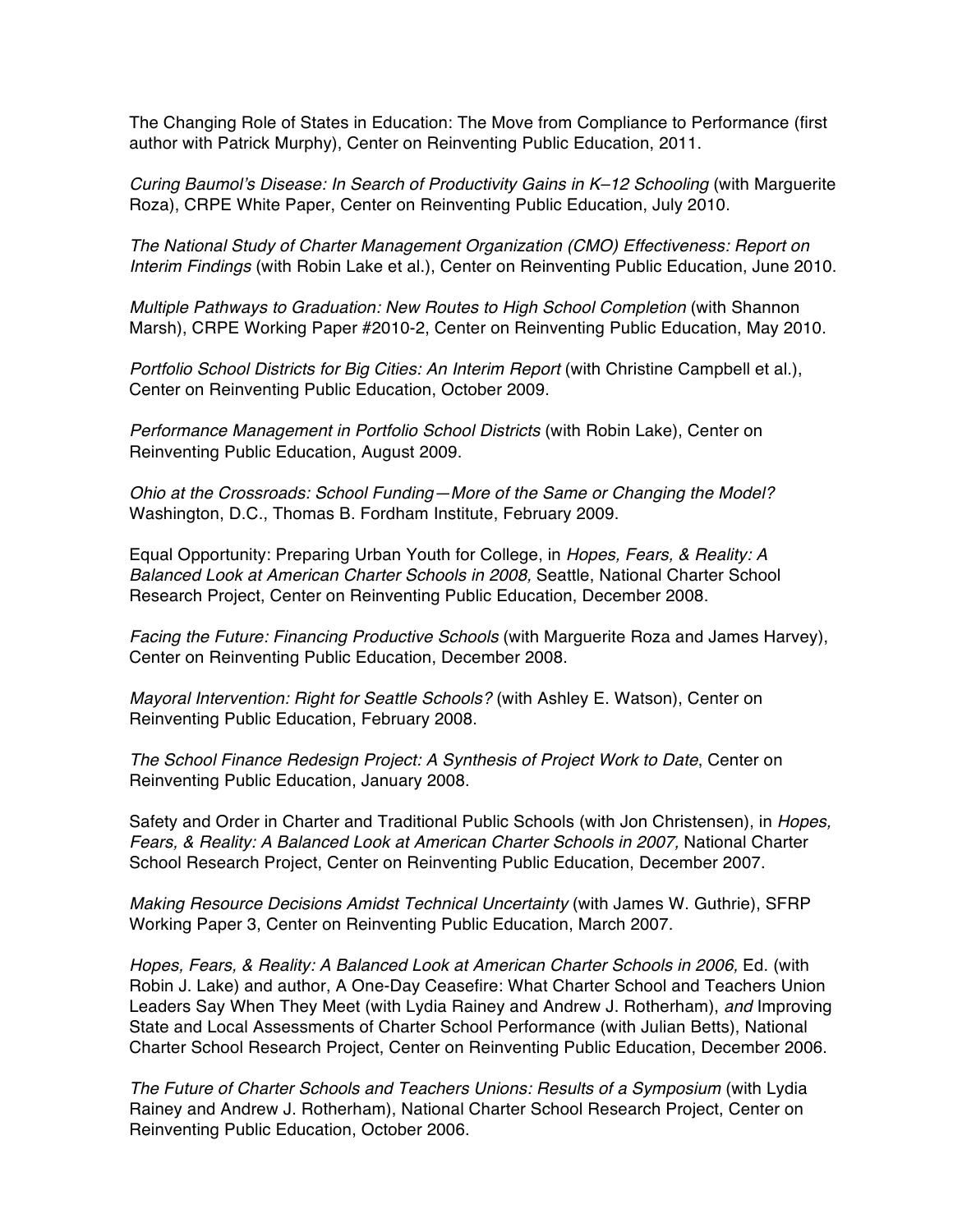The Changing Role of States in Education: The Move from Compliance to Performance (first author with Patrick Murphy), Center on Reinventing Public Education, 2011.

*Curing Baumol's Disease: In Search of Productivity Gains in K–12 Schooling* (with Marguerite Roza), CRPE White Paper, Center on Reinventing Public Education, July 2010.

*The National Study of Charter Management Organization (CMO) Effectiveness: Report on Interim Findings* (with Robin Lake et al.), Center on Reinventing Public Education, June 2010.

*Multiple Pathways to Graduation: New Routes to High School Completion* (with Shannon Marsh), CRPE Working Paper #2010-2, Center on Reinventing Public Education, May 2010.

*Portfolio School Districts for Big Cities: An Interim Report* (with Christine Campbell et al.), Center on Reinventing Public Education, October 2009.

*Performance Management in Portfolio School Districts* (with Robin Lake), Center on Reinventing Public Education, August 2009.

*Ohio at the Crossroads: School Funding—More of the Same or Changing the Model?* Washington, D.C., Thomas B. Fordham Institute, February 2009.

Equal Opportunity: Preparing Urban Youth for College, in *Hopes, Fears, & Reality: A Balanced Look at American Charter Schools in 2008,* Seattle, National Charter School Research Project, Center on Reinventing Public Education, December 2008.

*Facing the Future: Financing Productive Schools* (with Marguerite Roza and James Harvey), Center on Reinventing Public Education, December 2008.

*Mayoral Intervention: Right for Seattle Schools?* (with Ashley E. Watson), Center on Reinventing Public Education, February 2008.

*The School Finance Redesign Project: A Synthesis of Project Work to Date*, Center on Reinventing Public Education, January 2008.

Safety and Order in Charter and Traditional Public Schools (with Jon Christensen), in *Hopes, Fears, & Reality: A Balanced Look at American Charter Schools in 2007,* National Charter School Research Project, Center on Reinventing Public Education, December 2007.

*Making Resource Decisions Amidst Technical Uncertainty* (with James W. Guthrie), SFRP Working Paper 3, Center on Reinventing Public Education, March 2007.

*Hopes, Fears, & Reality: A Balanced Look at American Charter Schools in 2006,* Ed. (with Robin J. Lake) and author, A One-Day Ceasefire: What Charter School and Teachers Union Leaders Say When They Meet (with Lydia Rainey and Andrew J. Rotherham), *and* Improving State and Local Assessments of Charter School Performance (with Julian Betts), National Charter School Research Project, Center on Reinventing Public Education, December 2006.

*The Future of Charter Schools and Teachers Unions: Results of a Symposium* (with Lydia Rainey and Andrew J. Rotherham), National Charter School Research Project, Center on Reinventing Public Education, October 2006.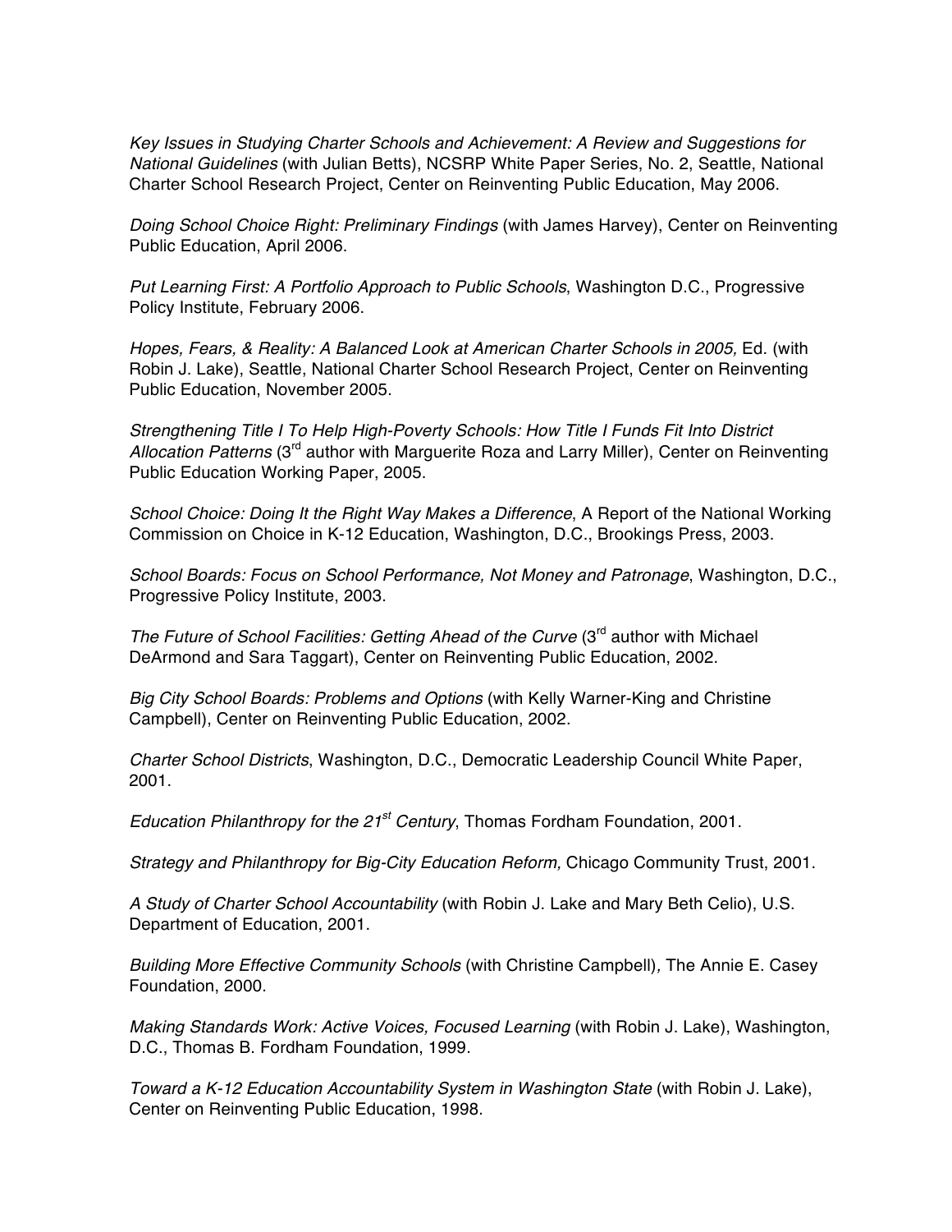*Key Issues in Studying Charter Schools and Achievement: A Review and Suggestions for National Guidelines* (with Julian Betts), NCSRP White Paper Series, No. 2, Seattle, National Charter School Research Project, Center on Reinventing Public Education, May 2006.

*Doing School Choice Right: Preliminary Findings* (with James Harvey), Center on Reinventing Public Education, April 2006.

*Put Learning First: A Portfolio Approach to Public Schools*, Washington D.C., Progressive Policy Institute, February 2006.

*Hopes, Fears, & Reality: A Balanced Look at American Charter Schools in 2005,* Ed. (with Robin J. Lake), Seattle, National Charter School Research Project, Center on Reinventing Public Education, November 2005.

*Strengthening Title I To Help High-Poverty Schools: How Title I Funds Fit Into District Allocation Patterns* (3rd author with Marguerite Roza and Larry Miller), Center on Reinventing Public Education Working Paper, 2005.

*School Choice: Doing It the Right Way Makes a Difference*, A Report of the National Working Commission on Choice in K-12 Education, Washington, D.C., Brookings Press, 2003.

*School Boards: Focus on School Performance, Not Money and Patronage*, Washington, D.C., Progressive Policy Institute, 2003.

*The Future of School Facilities: Getting Ahead of the Curve* (3rd author with Michael DeArmond and Sara Taggart), Center on Reinventing Public Education, 2002.

*Big City School Boards: Problems and Options* (with Kelly Warner-King and Christine Campbell), Center on Reinventing Public Education, 2002.

*Charter School Districts*, Washington, D.C., Democratic Leadership Council White Paper, 2001.

*Education Philanthropy for the 21st Century*, Thomas Fordham Foundation, 2001.

*Strategy and Philanthropy for Big-City Education Reform,* Chicago Community Trust, 2001.

*A Study of Charter School Accountability* (with Robin J. Lake and Mary Beth Celio), U.S. Department of Education, 2001.

*Building More Effective Community Schools* (with Christine Campbell)*,* The Annie E. Casey Foundation, 2000.

*Making Standards Work: Active Voices, Focused Learning* (with Robin J. Lake), Washington, D.C., Thomas B. Fordham Foundation, 1999.

*Toward a K-12 Education Accountability System in Washington State* (with Robin J. Lake), Center on Reinventing Public Education, 1998.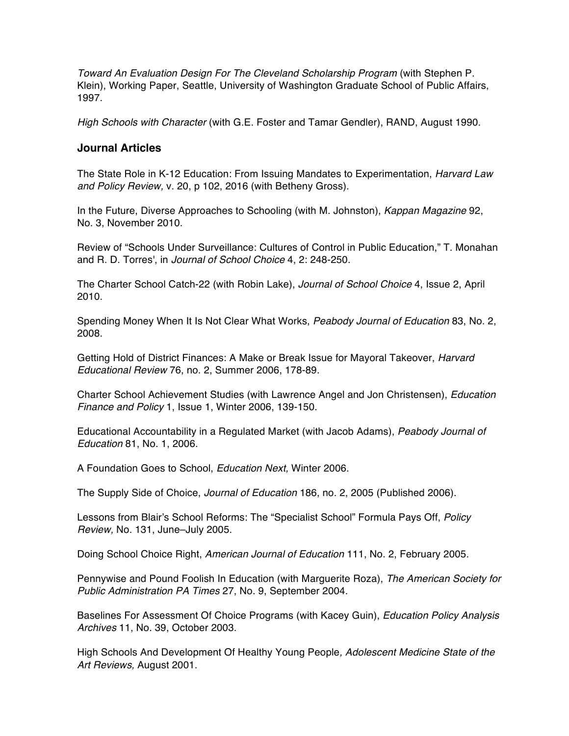*Toward An Evaluation Design For The Cleveland Scholarship Program* (with Stephen P. Klein), Working Paper, Seattle, University of Washington Graduate School of Public Affairs, 1997.

*High Schools with Character* (with G.E. Foster and Tamar Gendler), RAND, August 1990.

### Journal Articles

The State Role in K-12 Education: From Issuing Mandates to Experimentation, *Harvard Law and Policy Review,* v. 20, p 102, 2016 (with Betheny Gross).

In the Future, Diverse Approaches to Schooling (with M. Johnston), *Kappan Magazine* 92, No. 3, November 2010.

Review of "Schools Under Surveillance: Cultures of Control in Public Education," T. Monahan and R. D. Torres', in *Journal of School Choice* 4, 2: 248-250.

The Charter School Catch-22 (with Robin Lake), *Journal of School Choice* 4, Issue 2, April 2010.

Spending Money When It Is Not Clear What Works, *Peabody Journal of Education* 83, No. 2, 2008.

Getting Hold of District Finances: A Make or Break Issue for Mayoral Takeover, *Harvard Educational Review* 76, no. 2, Summer 2006, 178-89.

Charter School Achievement Studies (with Lawrence Angel and Jon Christensen), *Education Finance and Policy* 1, Issue 1, Winter 2006, 139-150.

Educational Accountability in a Regulated Market (with Jacob Adams), *Peabody Journal of Education* 81, No. 1, 2006.

A Foundation Goes to School, *Education Next,* Winter 2006.

The Supply Side of Choice, *Journal of Education* 186, no. 2, 2005 (Published 2006).

Lessons from Blair's School Reforms: The "Specialist School" Formula Pays Off, *Policy Review,* No. 131, June–July 2005.

Doing School Choice Right, *American Journal of Education* 111, No. 2, February 2005.

Pennywise and Pound Foolish In Education (with Marguerite Roza), *The American Society for Public Administration PA Times* 27, No. 9, September 2004.

Baselines For Assessment Of Choice Programs (with Kacey Guin), *Education Policy Analysis Archives* 11, No. 39, October 2003.

High Schools And Development Of Healthy Young People*, Adolescent Medicine State of the Art Reviews,* August 2001.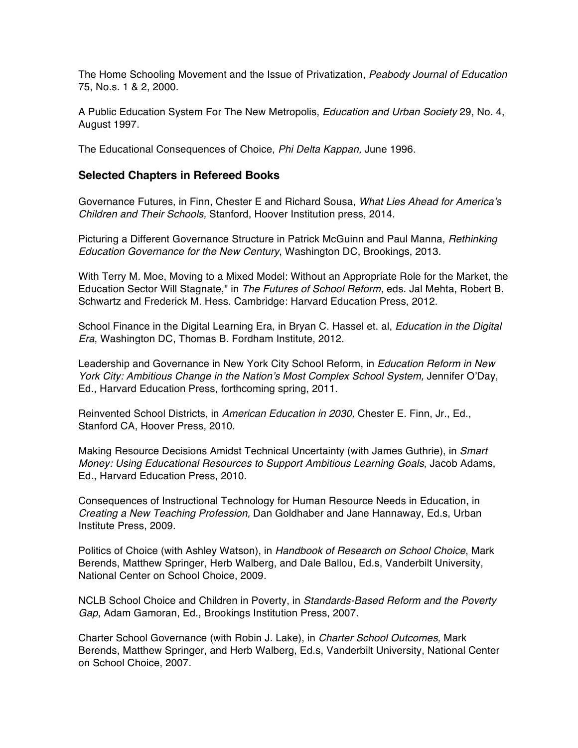The Home Schooling Movement and the Issue of Privatization, *Peabody Journal of Education* 75, No.s. 1 & 2, 2000.

A Public Education System For The New Metropolis, *Education and Urban Society* 29, No. 4, August 1997.

The Educational Consequences of Choice, *Phi Delta Kappan,* June 1996.

### Selected Chapters in Refereed Books

Governance Futures, in Finn, Chester E and Richard Sousa, *What Lies Ahead for America's Children and Their Schools,* Stanford, Hoover Institution press, 2014.

Picturing a Different Governance Structure in Patrick McGuinn and Paul Manna, *Rethinking Education Governance for the New Century*, Washington DC, Brookings, 2013.

With Terry M. Moe, Moving to a Mixed Model: Without an Appropriate Role for the Market, the Education Sector Will Stagnate," in *The Futures of School Reform*, eds. Jal Mehta, Robert B. Schwartz and Frederick M. Hess. Cambridge: Harvard Education Press, 2012.

School Finance in the Digital Learning Era, in Bryan C. Hassel et. al, *Education in the Digital Era*, Washington DC, Thomas B. Fordham Institute, 2012.

Leadership and Governance in New York City School Reform, in *Education Reform in New York City: Ambitious Change in the Nation's Most Complex School System,* Jennifer O'Day, Ed., Harvard Education Press, forthcoming spring, 2011.

Reinvented School Districts, in *American Education in 2030,* Chester E. Finn, Jr., Ed., Stanford CA, Hoover Press, 2010.

Making Resource Decisions Amidst Technical Uncertainty (with James Guthrie), in *Smart Money: Using Educational Resources to Support Ambitious Learning Goals*, Jacob Adams, Ed., Harvard Education Press, 2010.

Consequences of Instructional Technology for Human Resource Needs in Education, in *Creating a New Teaching Profession,* Dan Goldhaber and Jane Hannaway, Ed.s, Urban Institute Press, 2009.

Politics of Choice (with Ashley Watson), in *Handbook of Research on School Choice*, Mark Berends, Matthew Springer, Herb Walberg, and Dale Ballou, Ed.s, Vanderbilt University, National Center on School Choice, 2009.

NCLB School Choice and Children in Poverty, in *Standards-Based Reform and the Poverty Gap*, Adam Gamoran, Ed., Brookings Institution Press, 2007.

Charter School Governance (with Robin J. Lake), in *Charter School Outcomes,* Mark Berends, Matthew Springer, and Herb Walberg, Ed.s, Vanderbilt University, National Center on School Choice, 2007.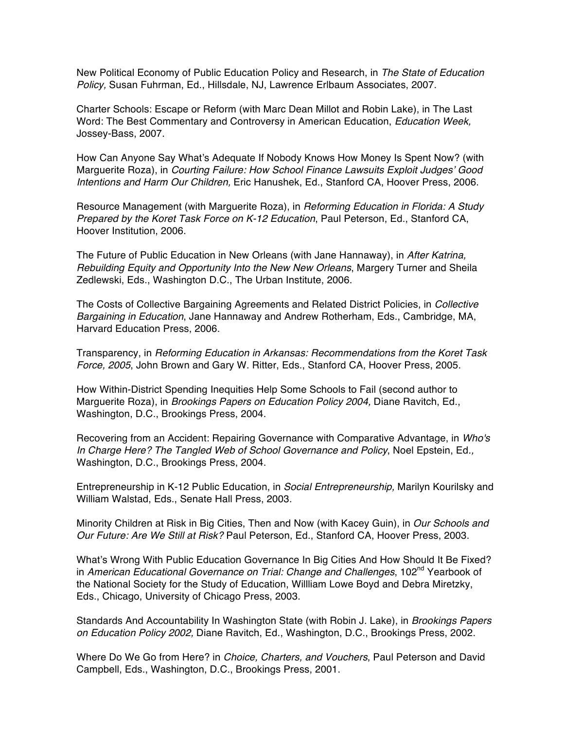New Political Economy of Public Education Policy and Research, in *The State of Education Policy,* Susan Fuhrman, Ed., Hillsdale, NJ, Lawrence Erlbaum Associates, 2007.

Charter Schools: Escape or Reform (with Marc Dean Millot and Robin Lake), in The Last Word: The Best Commentary and Controversy in American Education, *Education Week,* Jossey-Bass, 2007.

How Can Anyone Say What's Adequate If Nobody Knows How Money Is Spent Now? (with Marguerite Roza), in *Courting Failure: How School Finance Lawsuits Exploit Judges' Good Intentions and Harm Our Children,* Eric Hanushek, Ed., Stanford CA, Hoover Press, 2006.

Resource Management (with Marguerite Roza), in *Reforming Education in Florida: A Study Prepared by the Koret Task Force on K-12 Education*, Paul Peterson, Ed., Stanford CA, Hoover Institution, 2006.

The Future of Public Education in New Orleans (with Jane Hannaway), in *After Katrina, Rebuilding Equity and Opportunity Into the New New Orleans*, Margery Turner and Sheila Zedlewski, Eds., Washington D.C., The Urban Institute, 2006.

The Costs of Collective Bargaining Agreements and Related District Policies, in *Collective Bargaining in Education*, Jane Hannaway and Andrew Rotherham, Eds., Cambridge, MA, Harvard Education Press, 2006.

Transparency, in *Reforming Education in Arkansas: Recommendations from the Koret Task Force, 2005*, John Brown and Gary W. Ritter, Eds., Stanford CA, Hoover Press, 2005.

How Within-District Spending Inequities Help Some Schools to Fail (second author to Marguerite Roza), in *Brookings Papers on Education Policy 2004,* Diane Ravitch, Ed., Washington, D.C., Brookings Press, 2004.

Recovering from an Accident: Repairing Governance with Comparative Advantage, in *Who's In Charge Here? The Tangled Web of School Governance and Policy*, Noel Epstein, Ed*.,* Washington, D.C., Brookings Press, 2004.

Entrepreneurship in K-12 Public Education, in *Social Entrepreneurship,* Marilyn Kourilsky and William Walstad, Eds., Senate Hall Press, 2003.

Minority Children at Risk in Big Cities, Then and Now (with Kacey Guin), in *Our Schools and Our Future: Are We Still at Risk?* Paul Peterson, Ed., Stanford CA, Hoover Press, 2003.

What's Wrong With Public Education Governance In Big Cities And How Should It Be Fixed? in *American Educational Governance on Trial: Change and Challenges*, 102nd Yearbook of the National Society for the Study of Education, Willliam Lowe Boyd and Debra Miretzky, Eds., Chicago, University of Chicago Press, 2003.

Standards And Accountability In Washington State (with Robin J. Lake), in *Brookings Papers on Education Policy 2002,* Diane Ravitch, Ed., Washington, D.C., Brookings Press, 2002.

Where Do We Go from Here? in *Choice, Charters, and Vouchers*, Paul Peterson and David Campbell, Eds., Washington, D.C., Brookings Press, 2001.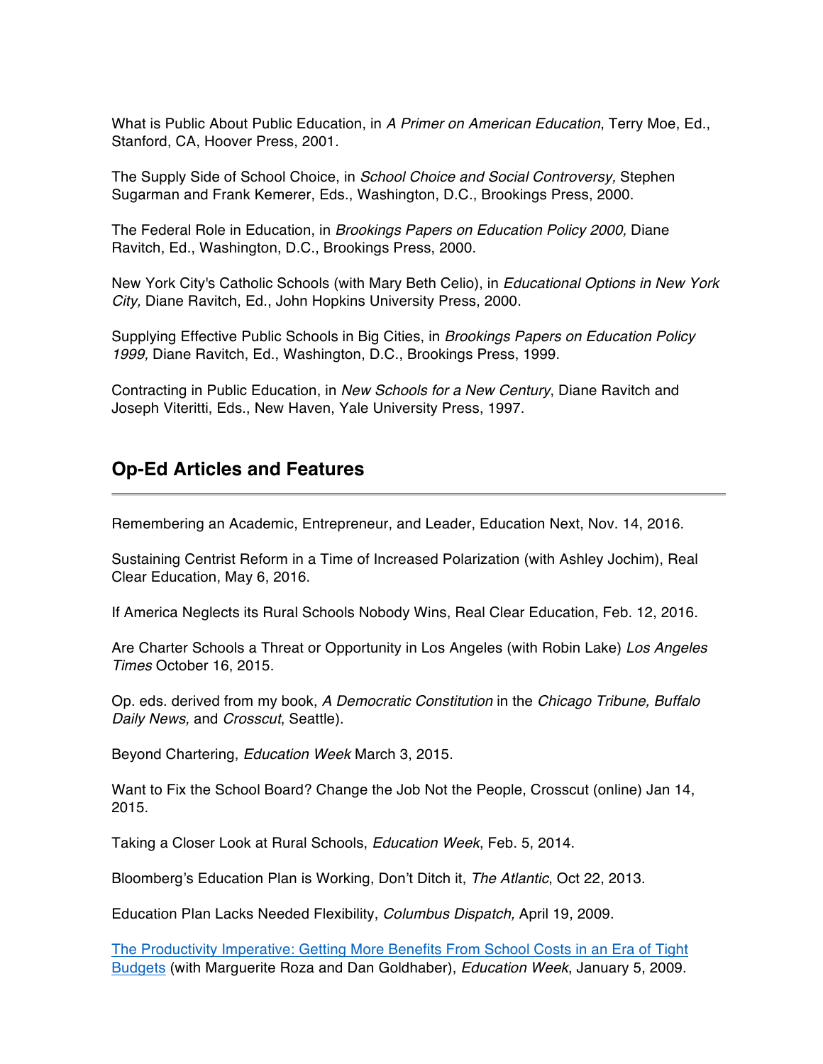What is Public About Public Education, in *A Primer on American Education*, Terry Moe, Ed., Stanford, CA, Hoover Press, 2001.

The Supply Side of School Choice, in *School Choice and Social Controversy,* Stephen Sugarman and Frank Kemerer, Eds., Washington, D.C., Brookings Press, 2000.

The Federal Role in Education, in *Brookings Papers on Education Policy 2000,* Diane Ravitch, Ed., Washington, D.C., Brookings Press, 2000.

New York City's Catholic Schools (with Mary Beth Celio), in *Educational Options in New York City,* Diane Ravitch, Ed., John Hopkins University Press, 2000.

Supplying Effective Public Schools in Big Cities, in *Brookings Papers on Education Policy 1999,* Diane Ravitch, Ed., Washington, D.C., Brookings Press, 1999.

Contracting in Public Education, in *New Schools for a New Century*, Diane Ravitch and Joseph Viteritti, Eds., New Haven, Yale University Press, 1997.

## Op-Ed Articles and Features

---

Remembering an Academic, Entrepreneur, and Leader, Education Next, Nov. 14, 2016.

Sustaining Centrist Reform in a Time of Increased Polarization (with Ashley Jochim), Real Clear Education, May 6, 2016.

If America Neglects its Rural Schools Nobody Wins, Real Clear Education, Feb. 12, 2016.

Are Charter Schools a Threat or Opportunity in Los Angeles (with Robin Lake) *Los Angeles Times* October 16, 2015.

Op. eds. derived from my book, *A Democratic Constitution* in the *Chicago Tribune, Buffalo Daily News,* and *Crosscut*, Seattle).

Beyond Chartering, *Education Week* March 3, 2015.

Want to Fix the School Board? Change the Job Not the People, Crosscut (online) Jan 14, 2015.

Taking a Closer Look at Rural Schools, *Education Week*, Feb. 5, 2014.

Bloomberg's Education Plan is Working, Don't Ditch it, *The Atlantic*, Oct 22, 2013.

Education Plan Lacks Needed Flexibility, *Columbus Dispatch,* April 19, 2009.

The Productivity Imperative: Getting More Benefits From School Costs in an Era of Tight Budgets (with Marguerite Roza and Dan Goldhaber), *Education Week*, January 5, 2009.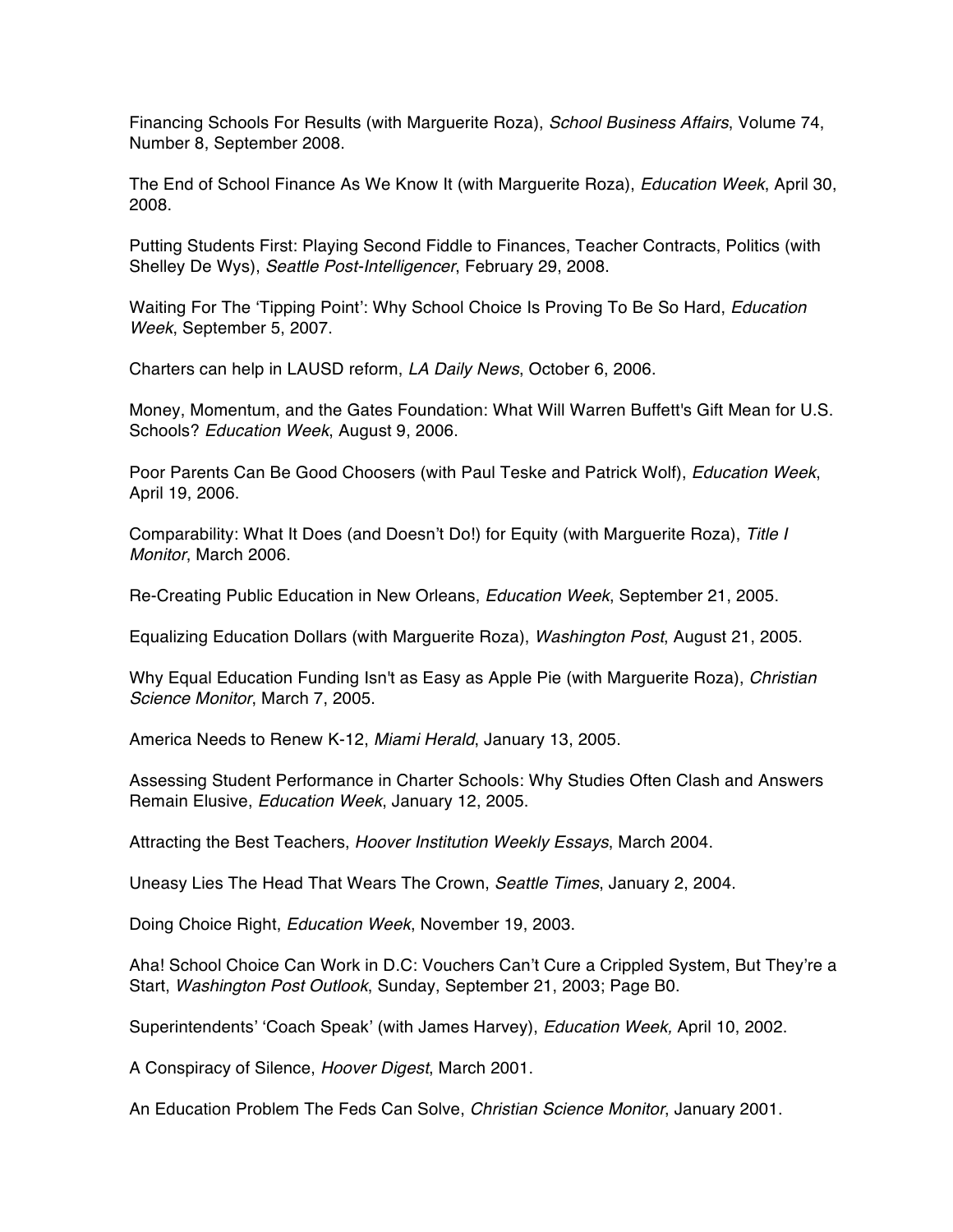Financing Schools For Results (with Marguerite Roza), *School Business Affairs*, Volume 74, Number 8, September 2008.

The End of School Finance As We Know It (with Marguerite Roza), *Education Week*, April 30, 2008.

Putting Students First: Playing Second Fiddle to Finances, Teacher Contracts, Politics (with Shelley De Wys), *Seattle Post-Intelligencer*, February 29, 2008.

Waiting For The 'Tipping Point': Why School Choice Is Proving To Be So Hard, *Education Week*, September 5, 2007.

Charters can help in LAUSD reform, *LA Daily News*, October 6, 2006.

Money, Momentum, and the Gates Foundation: What Will Warren Buffett's Gift Mean for U.S. Schools? *Education Week*, August 9, 2006.

Poor Parents Can Be Good Choosers (with Paul Teske and Patrick Wolf), *Education Week*, April 19, 2006.

Comparability: What It Does (and Doesn't Do!) for Equity (with Marguerite Roza), *Title I Monitor*, March 2006.

Re-Creating Public Education in New Orleans, *Education Week*, September 21, 2005.

Equalizing Education Dollars (with Marguerite Roza), *Washington Post*, August 21, 2005.

Why Equal Education Funding Isn't as Easy as Apple Pie (with Marguerite Roza), *Christian Science Monitor*, March 7, 2005.

America Needs to Renew K-12, *Miami Herald*, January 13, 2005.

Assessing Student Performance in Charter Schools: Why Studies Often Clash and Answers Remain Elusive, *Education Week*, January 12, 2005.

Attracting the Best Teachers, *Hoover Institution Weekly Essays*, March 2004.

Uneasy Lies The Head That Wears The Crown, *Seattle Times*, January 2, 2004.

Doing Choice Right, *Education Week*, November 19, 2003.

Aha! School Choice Can Work in D.C: Vouchers Can't Cure a Crippled System, But They're a Start, *Washington Post Outlook*, Sunday, September 21, 2003; Page B0.

Superintendents' 'Coach Speak' (with James Harvey), *Education Week,* April 10, 2002.

A Conspiracy of Silence, *Hoover Digest*, March 2001.

An Education Problem The Feds Can Solve, *Christian Science Monitor*, January 2001.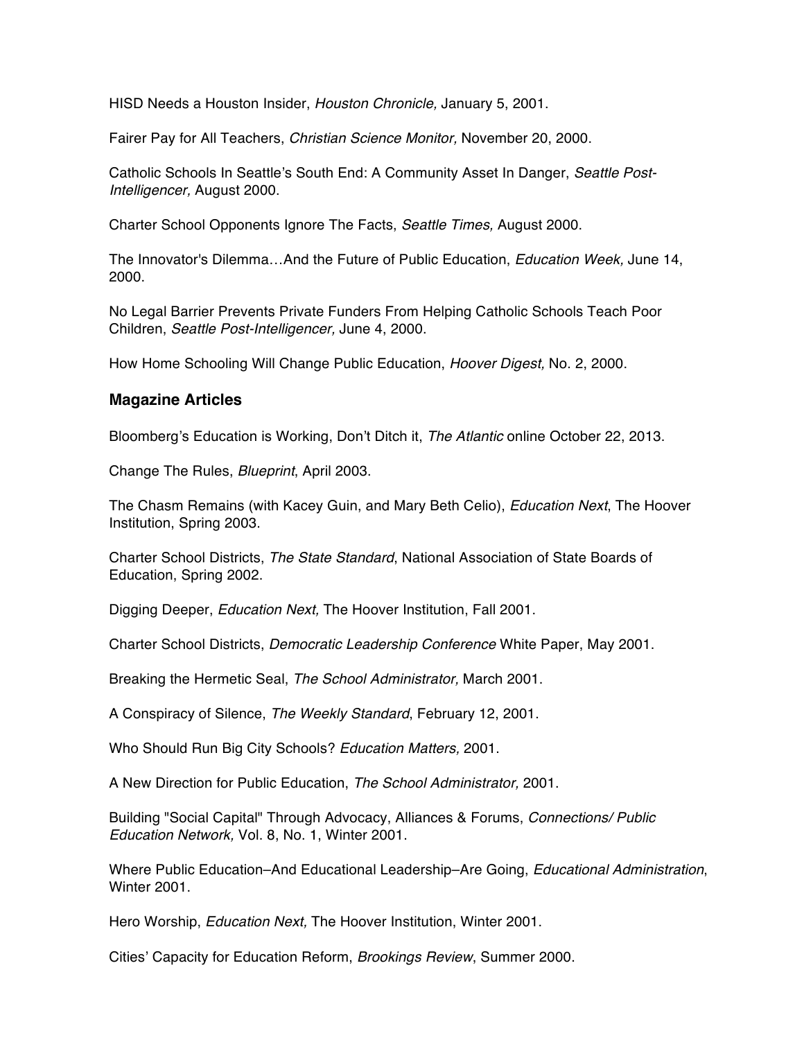HISD Needs a Houston Insider, *Houston Chronicle,* January 5, 2001.

Fairer Pay for All Teachers, *Christian Science Monitor,* November 20, 2000.

Catholic Schools In Seattle's South End: A Community Asset In Danger, *Seattle Post-Intelligencer,* August 2000.

Charter School Opponents Ignore The Facts, *Seattle Times,* August 2000.

The Innovator's Dilemma…And the Future of Public Education, *Education Week,* June 14, 2000.

No Legal Barrier Prevents Private Funders From Helping Catholic Schools Teach Poor Children, *Seattle Post-Intelligencer,* June 4, 2000.

How Home Schooling Will Change Public Education, *Hoover Digest,* No. 2, 2000.

### Magazine Articles

Bloomberg's Education is Working, Don't Ditch it, *The Atlantic* online October 22, 2013.

Change The Rules, *Blueprint*, April 2003.

The Chasm Remains (with Kacey Guin, and Mary Beth Celio), *Education Next*, The Hoover Institution, Spring 2003.

Charter School Districts, *The State Standard*, National Association of State Boards of Education, Spring 2002.

Digging Deeper, *Education Next,* The Hoover Institution, Fall 2001.

Charter School Districts, *Democratic Leadership Conference* White Paper, May 2001.

Breaking the Hermetic Seal, *The School Administrator,* March 2001.

A Conspiracy of Silence, *The Weekly Standard*, February 12, 2001.

Who Should Run Big City Schools? *Education Matters,* 2001.

A New Direction for Public Education, *The School Administrator,* 2001.

Building "Social Capital" Through Advocacy, Alliances & Forums, *Connections/ Public Education Network,* Vol. 8, No. 1, Winter 2001.

Where Public Education–And Educational Leadership–Are Going, *Educational Administration*, Winter 2001.

Hero Worship, *Education Next,* The Hoover Institution, Winter 2001.

Cities' Capacity for Education Reform, *Brookings Review*, Summer 2000.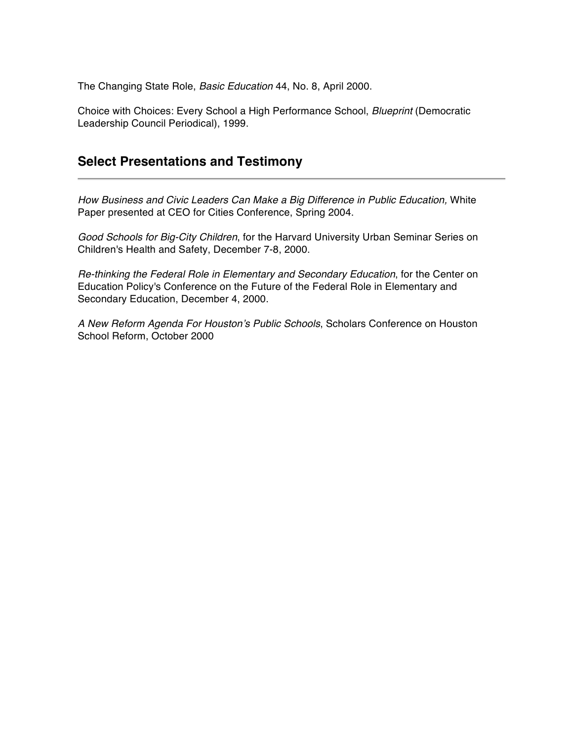The Changing State Role, *Basic Education* 44, No. 8, April 2000.

Choice with Choices: Every School a High Performance School, *Blueprint* (Democratic Leadership Council Periodical), 1999.

## Select Presentations and Testimony

*How Business and Civic Leaders Can Make a Big Difference in Public Education,* White Paper presented at CEO for Cities Conference, Spring 2004.

*Good Schools for Big-City Children*, for the Harvard University Urban Seminar Series on Children's Health and Safety, December 7-8, 2000.

*Re-thinking the Federal Role in Elementary and Secondary Education*, for the Center on Education Policy's Conference on the Future of the Federal Role in Elementary and Secondary Education, December 4, 2000.

*A New Reform Agenda For Houston's Public Schools*, Scholars Conference on Houston School Reform, October 2000